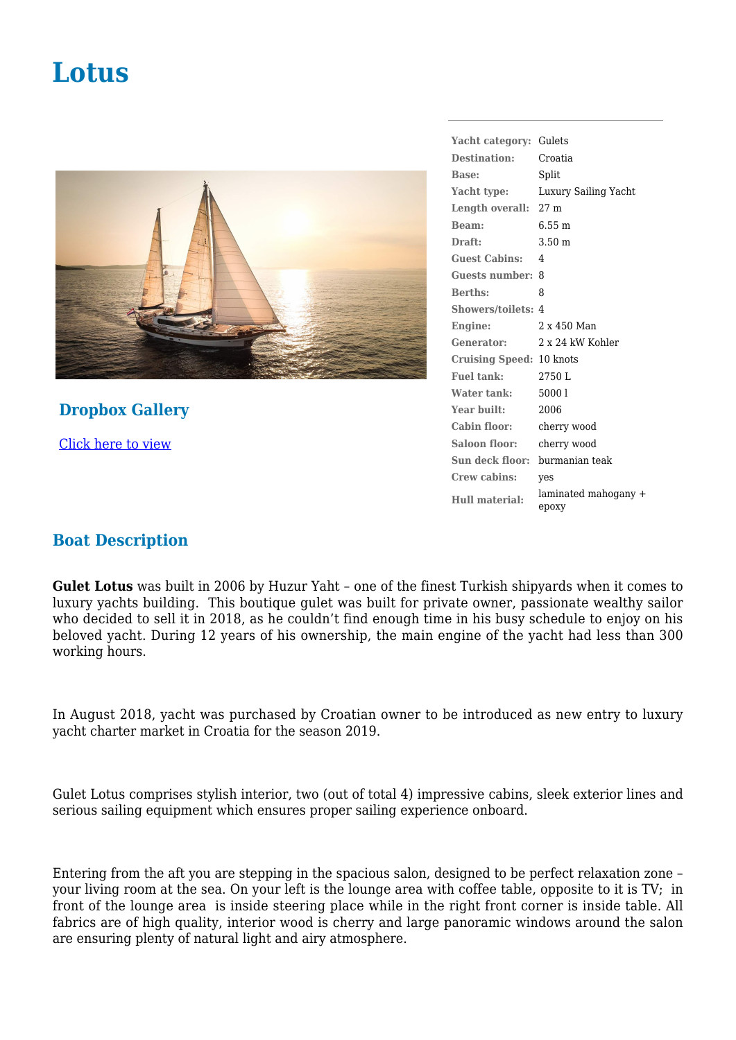# Lotus

| Yacht category: | Gulets |
| --- | --- |
| Destination: | Croatia |
| Base: | Split |
| Yacht type: | Luxury Sailing Yacht |
| Length overall: | 27 m |
| Beam: | 6.55 m |
| Draft: | 3.50 m |
| Guest Cabins: | 4 |
| Guests number: | 8 |
| Berths: | 8 |
| Showers/toilets: | 4 |
| Engine: | 2 x 450 Man |
| Generator: | 2 x 24 kW Kohler |
| Cruising Speed: | 10 knots |
| Fuel tank: | 2750 L |
| Water tank: | 5000 l |
| Year built: | 2006 |
| Cabin floor: | cherry wood |
| Saloon floor: | cherry wood |
| Sun deck floor: | burmanian teak |
| Crew cabins: | yes |
| Hull material: | laminated mahogany + epoxy |

### Dropbox Gallery

Click here to view

## Boat Description

**Gulet Lotus** was built in 2006 by Huzur Yaht – one of the finest Turkish shipyards when it comes to luxury yachts building. This boutique gulet was built for private owner, passionate wealthy sailor who decided to sell it in 2018, as he couldn't find enough time in his busy schedule to enjoy on his beloved yacht. During 12 years of his ownership, the main engine of the yacht had less than 300 working hours.

In August 2018, yacht was purchased by Croatian owner to be introduced as new entry to luxury yacht charter market in Croatia for the season 2019.

Gulet Lotus comprises stylish interior, two (out of total 4) impressive cabins, sleek exterior lines and serious sailing equipment which ensures proper sailing experience onboard.

Entering from the aft you are stepping in the spacious salon, designed to be perfect relaxation zone – your living room at the sea. On your left is the lounge area with coffee table, opposite to it is TV; in front of the lounge area is inside steering place while in the right front corner is inside table. All fabrics are of high quality, interior wood is cherry and large panoramic windows around the salon are ensuring plenty of natural light and airy atmosphere.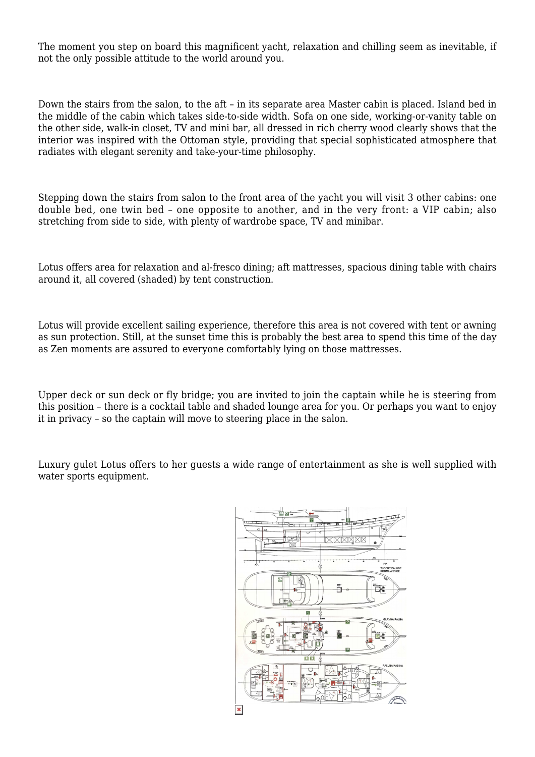The moment you step on board this magnificent yacht, relaxation and chilling seem as inevitable, if not the only possible attitude to the world around you.

Down the stairs from the salon, to the aft – in its separate area Master cabin is placed. Island bed in the middle of the cabin which takes side-to-side width. Sofa on one side, working-or-vanity table on the other side, walk-in closet, TV and mini bar, all dressed in rich cherry wood clearly shows that the interior was inspired with the Ottoman style, providing that special sophisticated atmosphere that radiates with elegant serenity and take-your-time philosophy.

Stepping down the stairs from salon to the front area of the yacht you will visit 3 other cabins: one double bed, one twin bed – one opposite to another, and in the very front: a VIP cabin; also stretching from side to side, with plenty of wardrobe space, TV and minibar.

Lotus offers area for relaxation and al-fresco dining; aft mattresses, spacious dining table with chairs around it, all covered (shaded) by tent construction.

Lotus will provide excellent sailing experience, therefore this area is not covered with tent or awning as sun protection. Still, at the sunset time this is probably the best area to spend this time of the day as Zen moments are assured to everyone comfortably lying on those mattresses.

Upper deck or sun deck or fly bridge; you are invited to join the captain while he is steering from this position – there is a cocktail table and shaded lounge area for you. Or perhaps you want to enjoy it in privacy – so the captain will move to steering place in the salon.

Luxury gulet Lotus offers to her guests a wide range of entertainment as she is well supplied with water sports equipment.

TLOCRT PALUBE KORMILARNICE

GLAVNA PALUBA

PALUBA KABINA